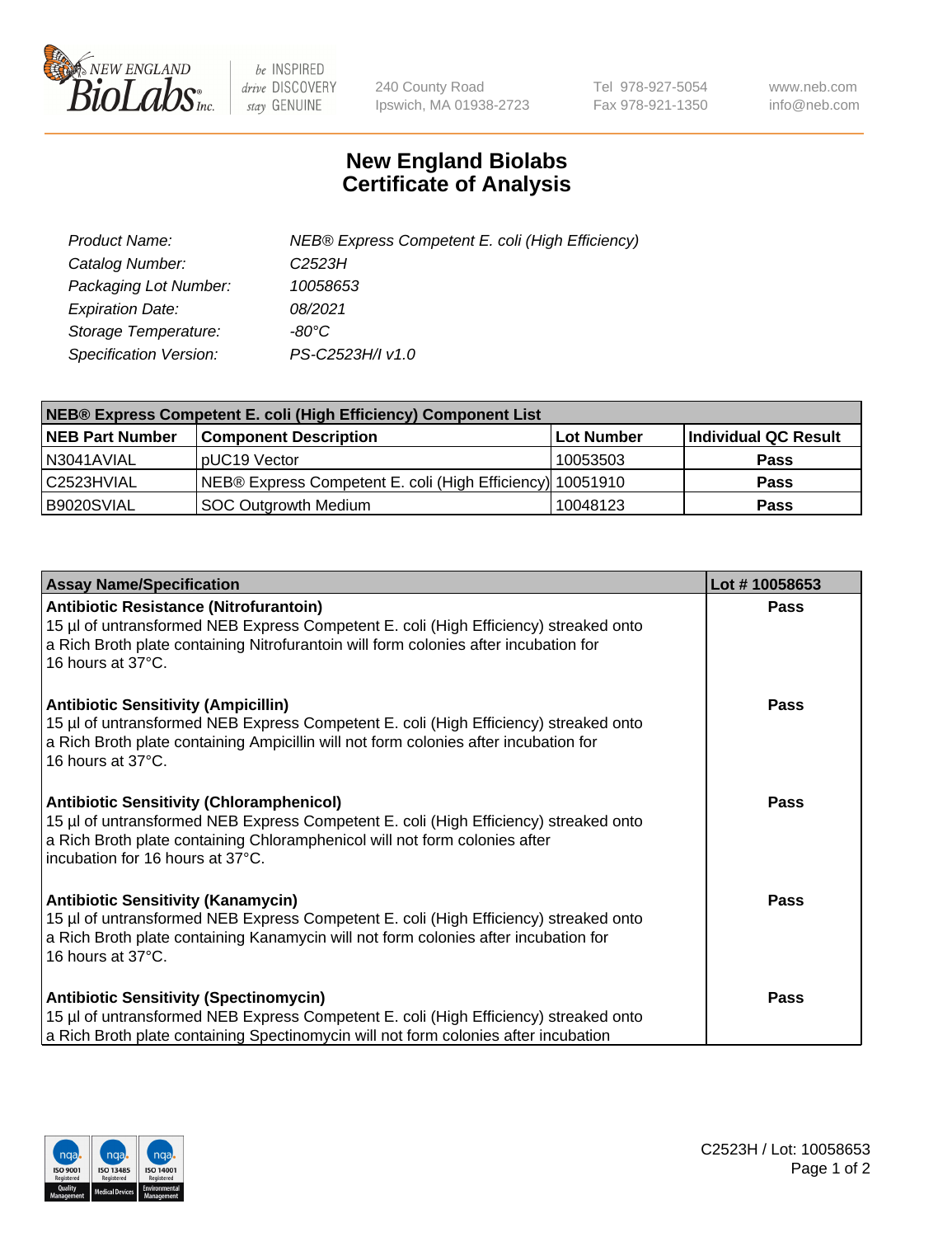# New England Biolabs
# Certificate of Analysis

| | |
|---|---|
| *Product Name:* | *NEB® Express Competent E. coli (High Efficiency)* |
| *Catalog Number:* | *C2523H* |
| *Packaging Lot Number:* | *10058653* |
| *Expiration Date:* | *08/2021* |
| *Storage Temperature:* | *-80°C* |
| *Specification Version:* | *PS-C2523H/I v1.0* |

| NEB® Express Competent E. coli (High Efficiency) Component List | | | |
|---|---|---|---|
| **NEB Part Number** | **Component Description** | **Lot Number** | **Individual QC Result** |
| N3041AVIAL | pUC19 Vector | 10053503 | **Pass** |
| C2523HVIAL | NEB® Express Competent E. coli (High Efficiency) | 10051910 | **Pass** |
| B9020SVIAL | SOC Outgrowth Medium | 10048123 | **Pass** |

| Assay Name/Specification | Lot # 10058653 |
|---|---|
| **Antibiotic Resistance (Nitrofurantoin)**<br>15 µl of untransformed NEB Express Competent E. coli (High Efficiency) streaked onto a Rich Broth plate containing Nitrofurantoin will form colonies after incubation for 16 hours at 37°C. | **Pass** |
| **Antibiotic Sensitivity (Ampicillin)**<br>15 µl of untransformed NEB Express Competent E. coli (High Efficiency) streaked onto a Rich Broth plate containing Ampicillin will not form colonies after incubation for 16 hours at 37°C. | **Pass** |
| **Antibiotic Sensitivity (Chloramphenicol)**<br>15 µl of untransformed NEB Express Competent E. coli (High Efficiency) streaked onto a Rich Broth plate containing Chloramphenicol will not form colonies after incubation for 16 hours at 37°C. | **Pass** |
| **Antibiotic Sensitivity (Kanamycin)**<br>15 µl of untransformed NEB Express Competent E. coli (High Efficiency) streaked onto a Rich Broth plate containing Kanamycin will not form colonies after incubation for 16 hours at 37°C. | **Pass** |
| **Antibiotic Sensitivity (Spectinomycin)**<br>15 µl of untransformed NEB Express Competent E. coli (High Efficiency) streaked onto a Rich Broth plate containing Spectinomycin will not form colonies after incubation | **Pass** |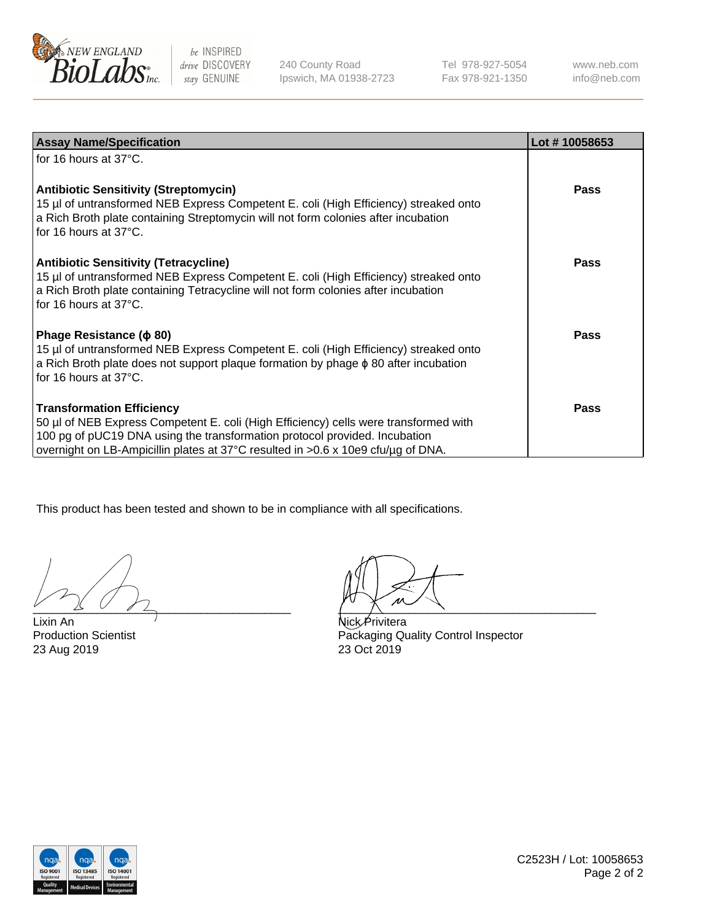| Assay Name/Specification | Lot # 10058653 |
|---|---|
| for 16 hours at 37°C. | |
| **Antibiotic Sensitivity (Streptomycin)**<br>15 µl of untransformed NEB Express Competent E. coli (High Efficiency) streaked onto a Rich Broth plate containing Streptomycin will not form colonies after incubation for 16 hours at 37°C. | **Pass** |
| **Antibiotic Sensitivity (Tetracycline)**<br>15 µl of untransformed NEB Express Competent E. coli (High Efficiency) streaked onto a Rich Broth plate containing Tetracycline will not form colonies after incubation for 16 hours at 37°C. | **Pass** |
| **Phage Resistance (ϕ 80)**<br>15 µl of untransformed NEB Express Competent E. coli (High Efficiency) streaked onto a Rich Broth plate does not support plaque formation by phage ϕ 80 after incubation for 16 hours at 37°C. | **Pass** |
| **Transformation Efficiency**<br>50 µl of NEB Express Competent E. coli (High Efficiency) cells were transformed with 100 pg of pUC19 DNA using the transformation protocol provided. Incubation overnight on LB-Ampicillin plates at 37°C resulted in >0.6 x 10e9 cfu/µg of DNA. | **Pass** |

This product has been tested and shown to be in compliance with all specifications.

Lixin An
Production Scientist
23 Aug 2019

Nick Privitera
Packaging Quality Control Inspector
23 Oct 2019

C2523H / Lot: 10058653